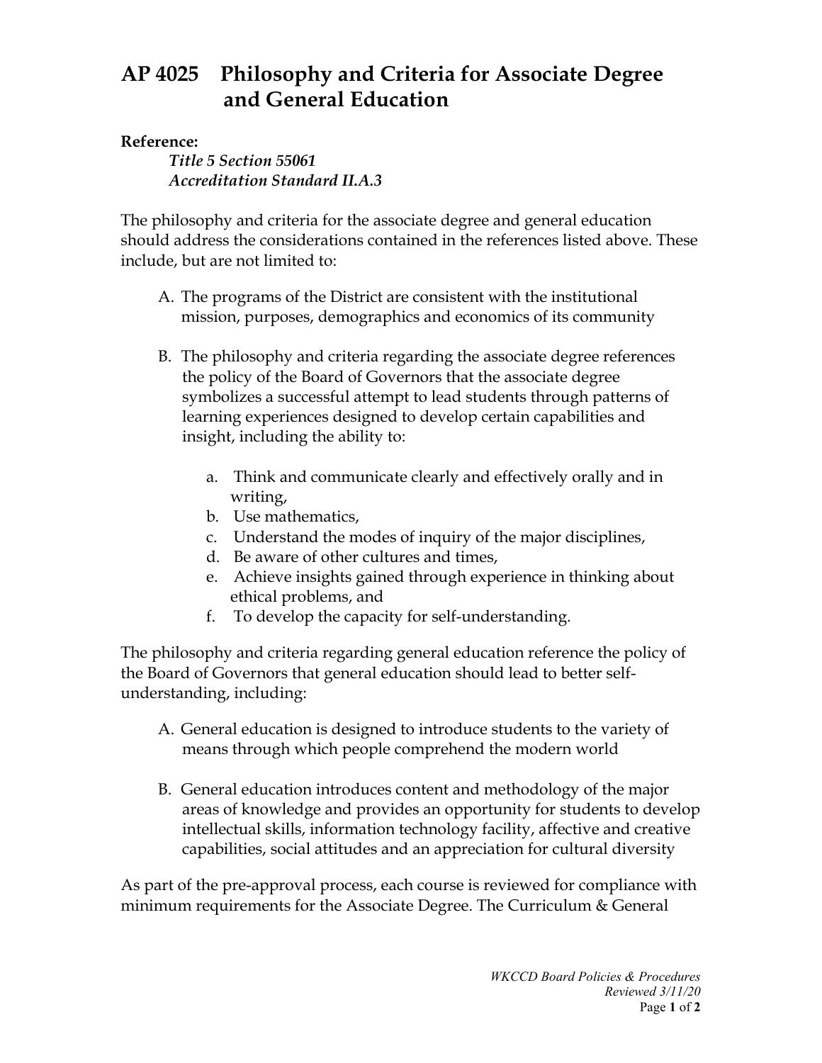# AP 4025 Philosophy and Criteria for Associate Degree and General Education

**Reference:**

*Title 5 Section 55061*
*Accreditation Standard II.A.3*

The philosophy and criteria for the associate degree and general education should address the considerations contained in the references listed above. These include, but are not limited to:

A. The programs of the District are consistent with the institutional mission, purposes, demographics and economics of its community

B. The philosophy and criteria regarding the associate degree references the policy of the Board of Governors that the associate degree symbolizes a successful attempt to lead students through patterns of learning experiences designed to develop certain capabilities and insight, including the ability to:

   a. Think and communicate clearly and effectively orally and in writing,
   b. Use mathematics,
   c. Understand the modes of inquiry of the major disciplines,
   d. Be aware of other cultures and times,
   e. Achieve insights gained through experience in thinking about ethical problems, and
   f. To develop the capacity for self-understanding.

The philosophy and criteria regarding general education reference the policy of the Board of Governors that general education should lead to better self-understanding, including:

A. General education is designed to introduce students to the variety of means through which people comprehend the modern world

B. General education introduces content and methodology of the major areas of knowledge and provides an opportunity for students to develop intellectual skills, information technology facility, affective and creative capabilities, social attitudes and an appreciation for cultural diversity

As part of the pre-approval process, each course is reviewed for compliance with minimum requirements for the Associate Degree. The Curriculum & General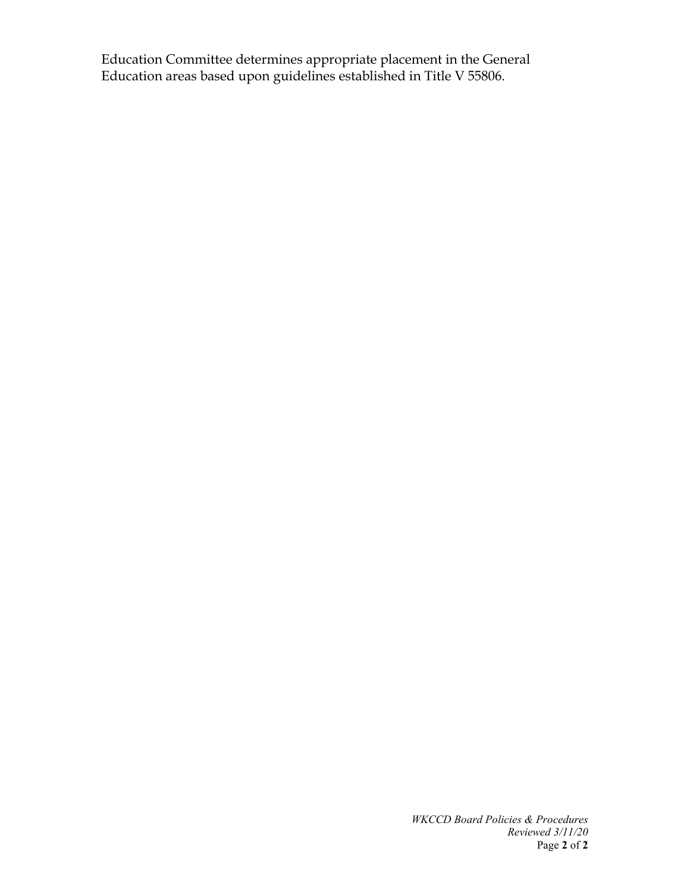Education Committee determines appropriate placement in the General Education areas based upon guidelines established in Title V 55806.